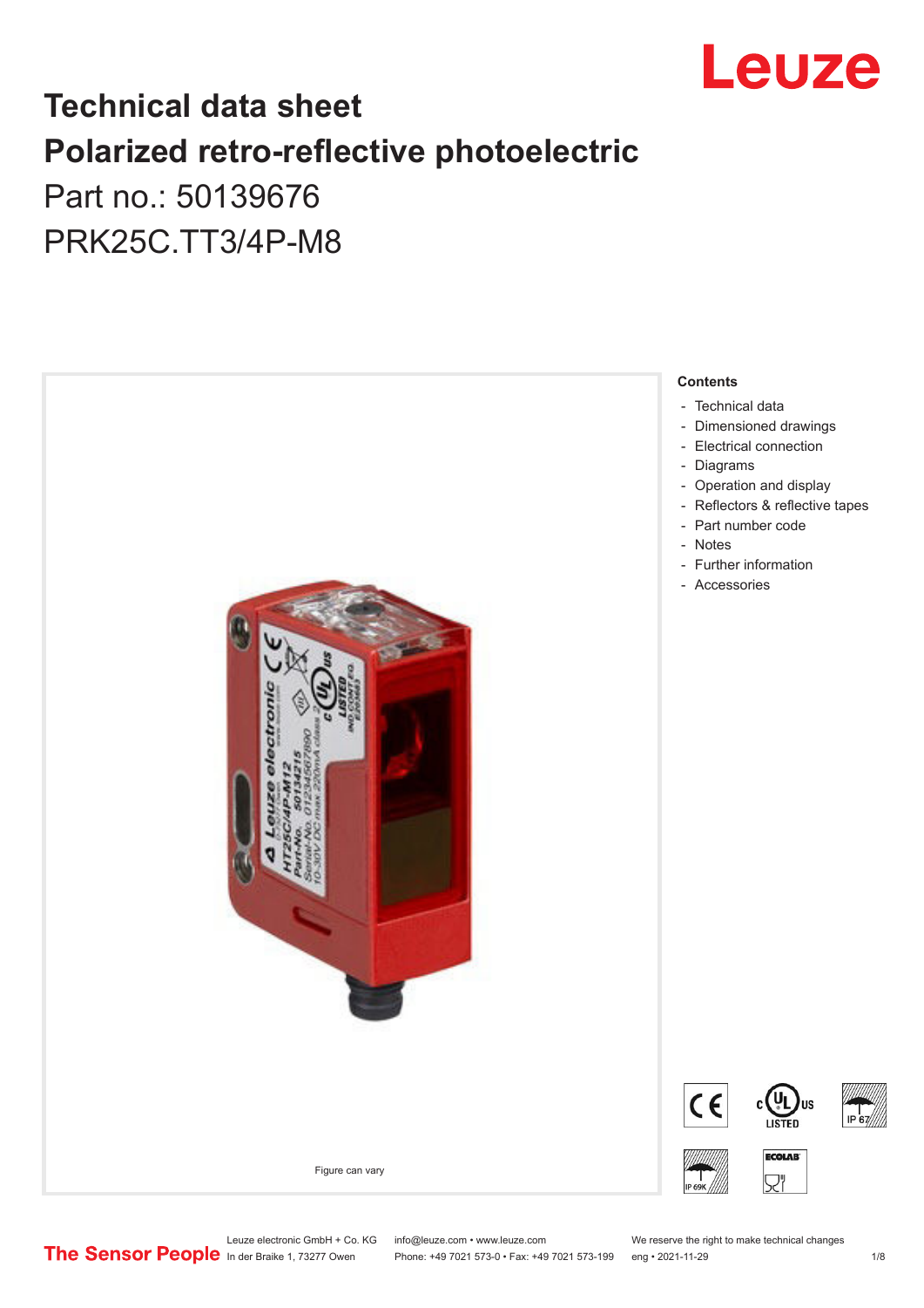# Technical data sheet

# Polarized retro-reflective photoelectric

Part no.: 50139676

PRK25C.TT3/4P-M8

Figure can vary

**Contents**

- Technical data
- Dimensioned drawings
- Electrical connection
- Diagrams
- Operation and display
- Reflectors & reflective tapes
- Part number code
- Notes
- Further information
- Accessories

Leuze electronic GmbH + Co. KG
In der Braike 1, 73277 Owen

info@leuze.com • www.leuze.com
Phone: +49 7021 573-0 • Fax: +49 7021 573-199

We reserve the right to make technical changes
eng • 2021-11-29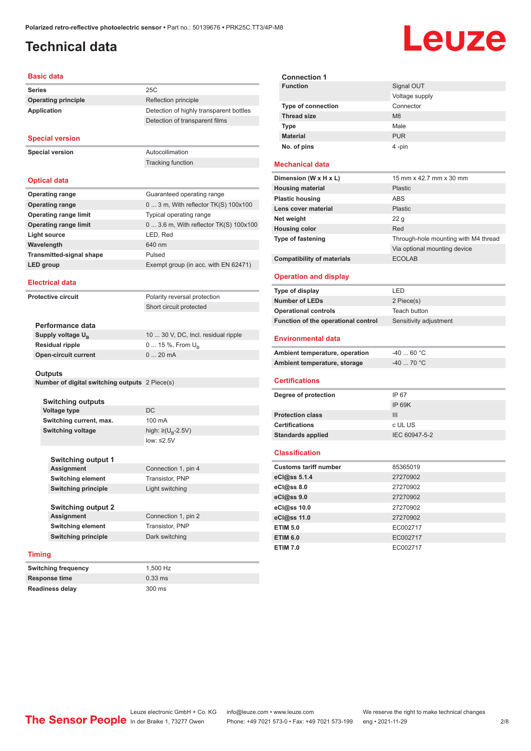# Technical data

## Basic data

| | |
|---|---|
| Series | 25C |
| Operating principle | Reflection principle |
| Application | Detection of highly transparent bottles |
| | Detection of transparent films |

## Special version

| | |
|---|---|
| Special version | Autocollimation |
| | Tracking function |

## Optical data

| | |
|---|---|
| Operating range | Guaranteed operating range |
| Operating range | 0 ... 3 m, With reflector TK(S) 100x100 |
| Operating range limit | Typical operating range |
| Operating range limit | 0 ... 3.6 m, With reflector TK(S) 100x100 |
| Light source | LED, Red |
| Wavelength | 640 nm |
| Transmitted-signal shape | Pulsed |
| LED group | Exempt group (in acc. with EN 62471) |

## Electrical data

| | |
|---|---|
| Protective circuit | Polarity reversal protection |
| | Short circuit protected |

### Performance data

| | |
|---|---|
| Supply voltage $U_B$ | 10 ... 30 V, DC, Incl. residual ripple |
| Residual ripple | 0 ... 15 %, From $U_B$ |
| Open-circuit current | 0 ... 20 mA |

### Outputs

| | |
|---|---|
| Number of digital switching outputs | 2 Piece(s) |

#### Switching outputs

| | |
|---|---|
| Voltage type | DC |
| Switching current, max. | 100 mA |
| Switching voltage | high: ≥($U_B$-2.5V) |
| | low: ≤2.5V |

#### Switching output 1

| | |
|---|---|
| Assignment | Connection 1, pin 4 |
| Switching element | Transistor, PNP |
| Switching principle | Light switching |

#### Switching output 2

| | |
|---|---|
| Assignment | Connection 1, pin 2 |
| Switching element | Transistor, PNP |
| Switching principle | Dark switching |

## Timing

| | |
|---|---|
| Switching frequency | 1,500 Hz |
| Response time | 0.33 ms |
| Readiness delay | 300 ms |

### Connection 1

| | |
|---|---|
| Function | Signal OUT |
| | Voltage supply |
| Type of connection | Connector |
| Thread size | M8 |
| Type | Male |
| Material | PUR |
| No. of pins | 4 -pin |

## Mechanical data

| | |
|---|---|
| Dimension (W x H x L) | 15 mm x 42.7 mm x 30 mm |
| Housing material | Plastic |
| Plastic housing | ABS |
| Lens cover material | Plastic |
| Net weight | 22 g |
| Housing color | Red |
| Type of fastening | Through-hole mounting with M4 thread |
| | Via optional mounting device |
| Compatibility of materials | ECOLAB |

## Operation and display

| | |
|---|---|
| Type of display | LED |
| Number of LEDs | 2 Piece(s) |
| Operational controls | Teach button |
| Function of the operational control | Sensitivity adjustment |

## Environmental data

| | |
|---|---|
| Ambient temperature, operation | -40 ... 60 °C |
| Ambient temperature, storage | -40 ... 70 °C |

## Certifications

| | |
|---|---|
| Degree of protection | IP 67 |
| | IP 69K |
| Protection class | III |
| Certifications | c UL US |
| Standards applied | IEC 60947-5-2 |

## Classification

| | |
|---|---|
| Customs tariff number | 85365019 |
| eCl@ss 5.1.4 | 27270902 |
| eCl@ss 8.0 | 27270902 |
| eCl@ss 9.0 | 27270902 |
| eCl@ss 10.0 | 27270902 |
| eCl@ss 11.0 | 27270902 |
| ETIM 5.0 | EC002717 |
| ETIM 6.0 | EC002717 |
| ETIM 7.0 | EC002717 |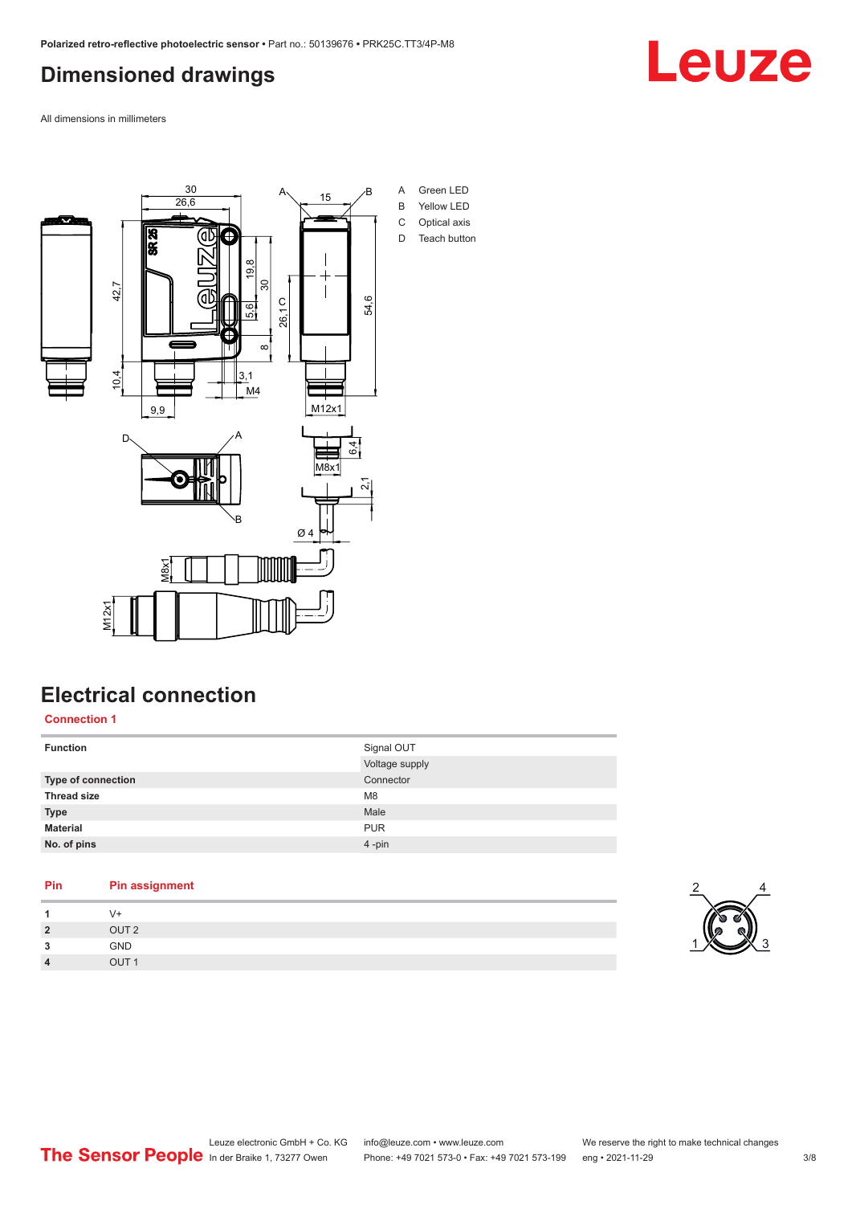## Dimensioned drawings

All dimensions in millimeters

A Green LED
B Yellow LED
C Optical axis
D Teach button

## Electrical connection

### Connection 1

| Function | Signal OUT |
|---|---|
| | Voltage supply |
| Type of connection | Connector |
| Thread size | M8 |
| Type | Male |
| Material | PUR |
| No. of pins | 4 -pin |

| Pin | Pin assignment |
|---|---|
| 1 | V+ |
| 2 | OUT 2 |
| 3 | GND |
| 4 | OUT 1 |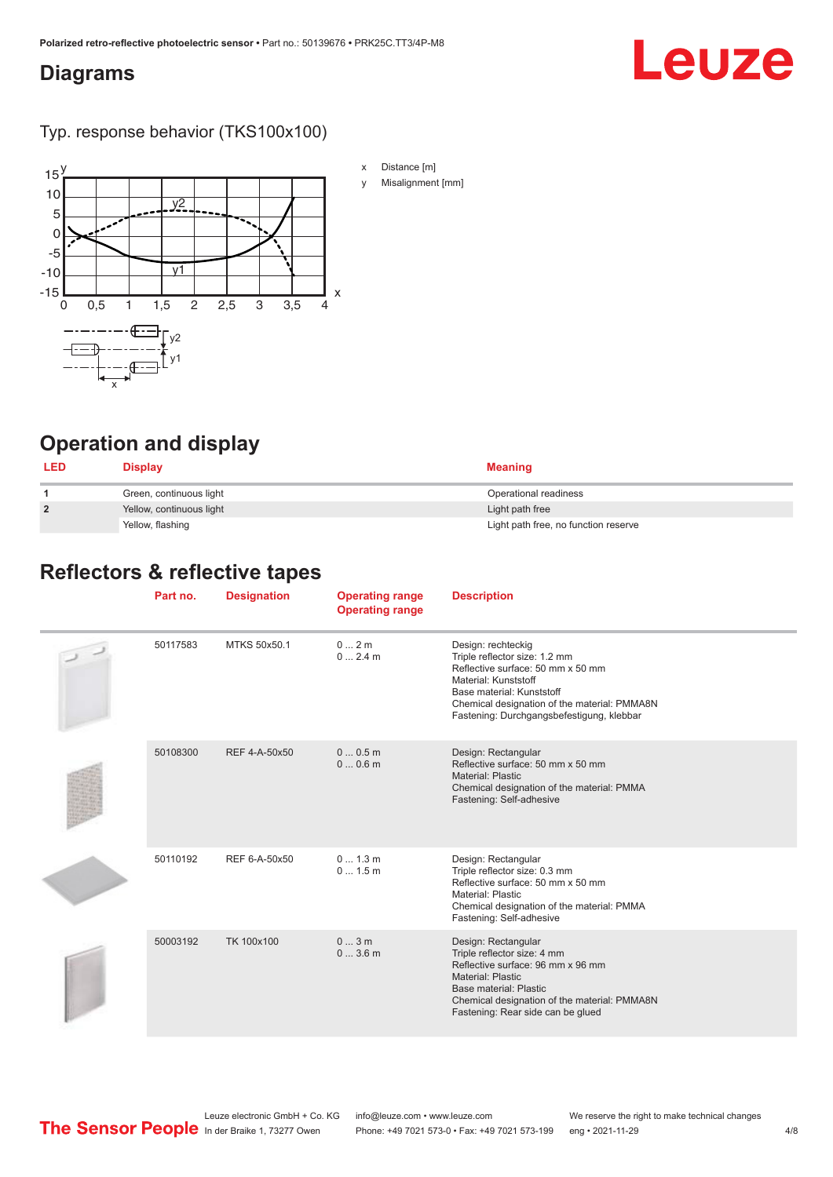## Diagrams

Typ. response behavior (TKS100x100)

x Distance [m]

y Misalignment [mm]

## Operation and display

| LED | Display | Meaning |
|---|---|---|
| 1 | Green, continuous light | Operational readiness |
| 2 | Yellow, continuous light | Light path free |
| | Yellow, flashing | Light path free, no function reserve |

## Reflectors & reflective tapes

| Part no. | Designation | Operating range<br>Operating range | Description |
|---|---|---|---|
| 50117583 | MTKS 50x50.1 | 0 ... 2 m<br>0 ... 2.4 m | Design: rechteckig<br>Triple reflector size: 1.2 mm<br>Reflective surface: 50 mm x 50 mm<br>Material: Kunststoff<br>Base material: Kunststoff<br>Chemical designation of the material: PMMA8N<br>Fastening: Durchgangsbefestigung, klebbar |
| 50108300 | REF 4-A-50x50 | 0 ... 0.5 m<br>0 ... 0.6 m | Design: Rectangular<br>Reflective surface: 50 mm x 50 mm<br>Material: Plastic<br>Chemical designation of the material: PMMA<br>Fastening: Self-adhesive |
| 50110192 | REF 6-A-50x50 | 0 ... 1.3 m<br>0 ... 1.5 m | Design: Rectangular<br>Triple reflector size: 0.3 mm<br>Reflective surface: 50 mm x 50 mm<br>Material: Plastic<br>Chemical designation of the material: PMMA<br>Fastening: Self-adhesive |
| 50003192 | TK 100x100 | 0 ... 3 m<br>0 ... 3.6 m | Design: Rectangular<br>Triple reflector size: 4 mm<br>Reflective surface: 96 mm x 96 mm<br>Material: Plastic<br>Base material: Plastic<br>Chemical designation of the material: PMMA8N<br>Fastening: Rear side can be glued |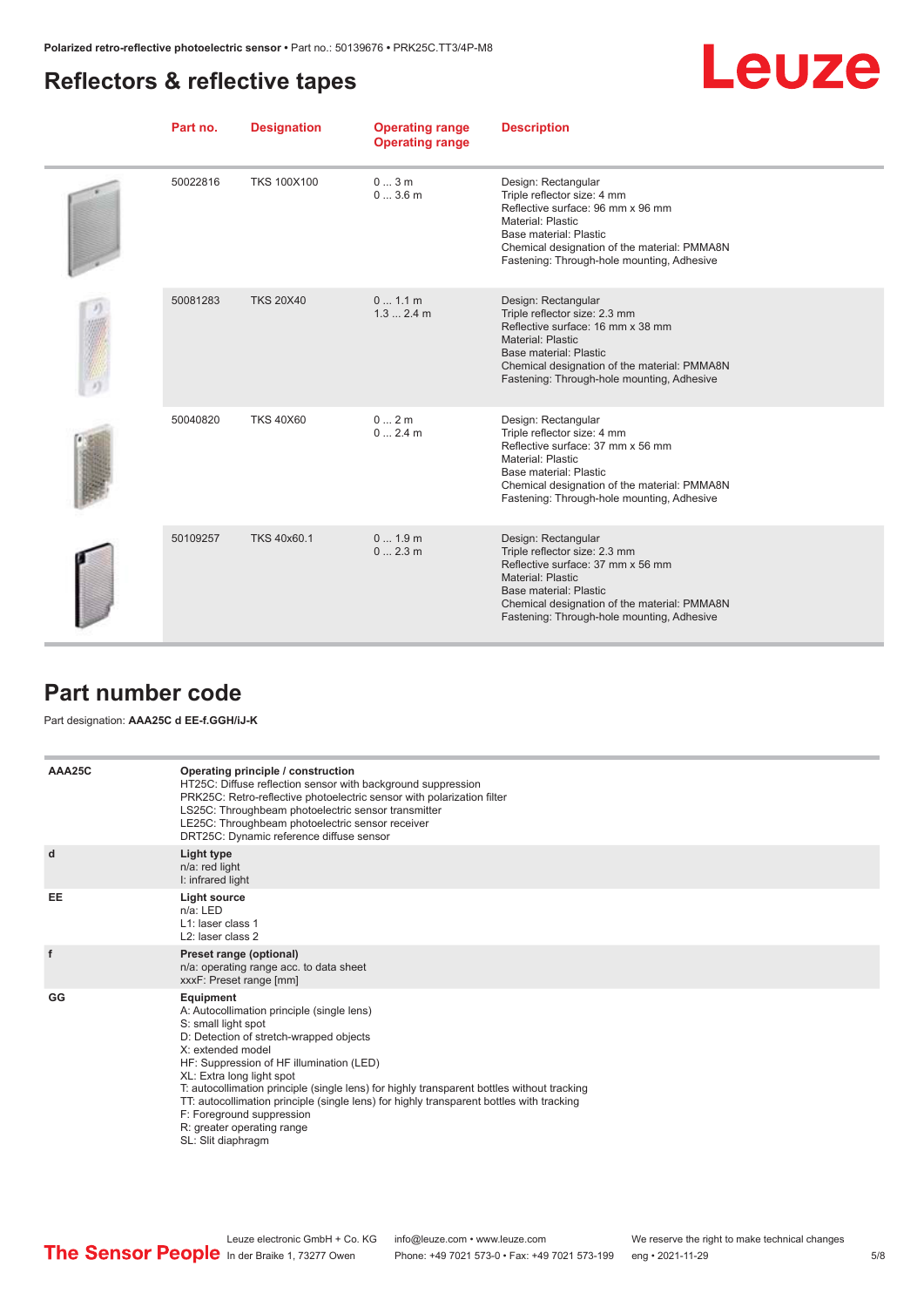## Reflectors & reflective tapes

| Part no. | Designation | Operating range<br>Operating range | Description |
|---|---|---|---|
| 50022816 | TKS 100X100 | 0 ... 3 m<br>0 ... 3.6 m | Design: Rectangular<br>Triple reflector size: 4 mm<br>Reflective surface: 96 mm x 96 mm<br>Material: Plastic<br>Base material: Plastic<br>Chemical designation of the material: PMMA8N<br>Fastening: Through-hole mounting, Adhesive |
| 50081283 | TKS 20X40 | 0 ... 1.1 m<br>1.3 ... 2.4 m | Design: Rectangular<br>Triple reflector size: 2.3 mm<br>Reflective surface: 16 mm x 38 mm<br>Material: Plastic<br>Base material: Plastic<br>Chemical designation of the material: PMMA8N<br>Fastening: Through-hole mounting, Adhesive |
| 50040820 | TKS 40X60 | 0 ... 2 m<br>0 ... 2.4 m | Design: Rectangular<br>Triple reflector size: 4 mm<br>Reflective surface: 37 mm x 56 mm<br>Material: Plastic<br>Base material: Plastic<br>Chemical designation of the material: PMMA8N<br>Fastening: Through-hole mounting, Adhesive |
| 50109257 | TKS 40x60.1 | 0 ... 1.9 m<br>0 ... 2.3 m | Design: Rectangular<br>Triple reflector size: 2.3 mm<br>Reflective surface: 37 mm x 56 mm<br>Material: Plastic<br>Base material: Plastic<br>Chemical designation of the material: PMMA8N<br>Fastening: Through-hole mounting, Adhesive |

## Part number code

Part designation: **AAA25C d EE-f.GGH/iJ-K**

| | |
|---|---|
| **AAA25C** | **Operating principle / construction**<br>HT25C: Diffuse reflection sensor with background suppression<br>PRK25C: Retro-reflective photoelectric sensor with polarization filter<br>LS25C: Throughbeam photoelectric sensor transmitter<br>LE25C: Throughbeam photoelectric sensor receiver<br>DRT25C: Dynamic reference diffuse sensor |
| **d** | **Light type**<br>n/a: red light<br>I: infrared light |
| **EE** | **Light source**<br>n/a: LED<br>L1: laser class 1<br>L2: laser class 2 |
| **f** | **Preset range (optional)**<br>n/a: operating range acc. to data sheet<br>xxxF: Preset range [mm] |
| **GG** | **Equipment**<br>A: Autocollimation principle (single lens)<br>S: small light spot<br>D: Detection of stretch-wrapped objects<br>X: extended model<br>HF: Suppression of HF illumination (LED)<br>XL: Extra long light spot<br>T: autocollimation principle (single lens) for highly transparent bottles without tracking<br>TT: autocollimation principle (single lens) for highly transparent bottles with tracking<br>F: Foreground suppression<br>R: greater operating range<br>SL: Slit diaphragm |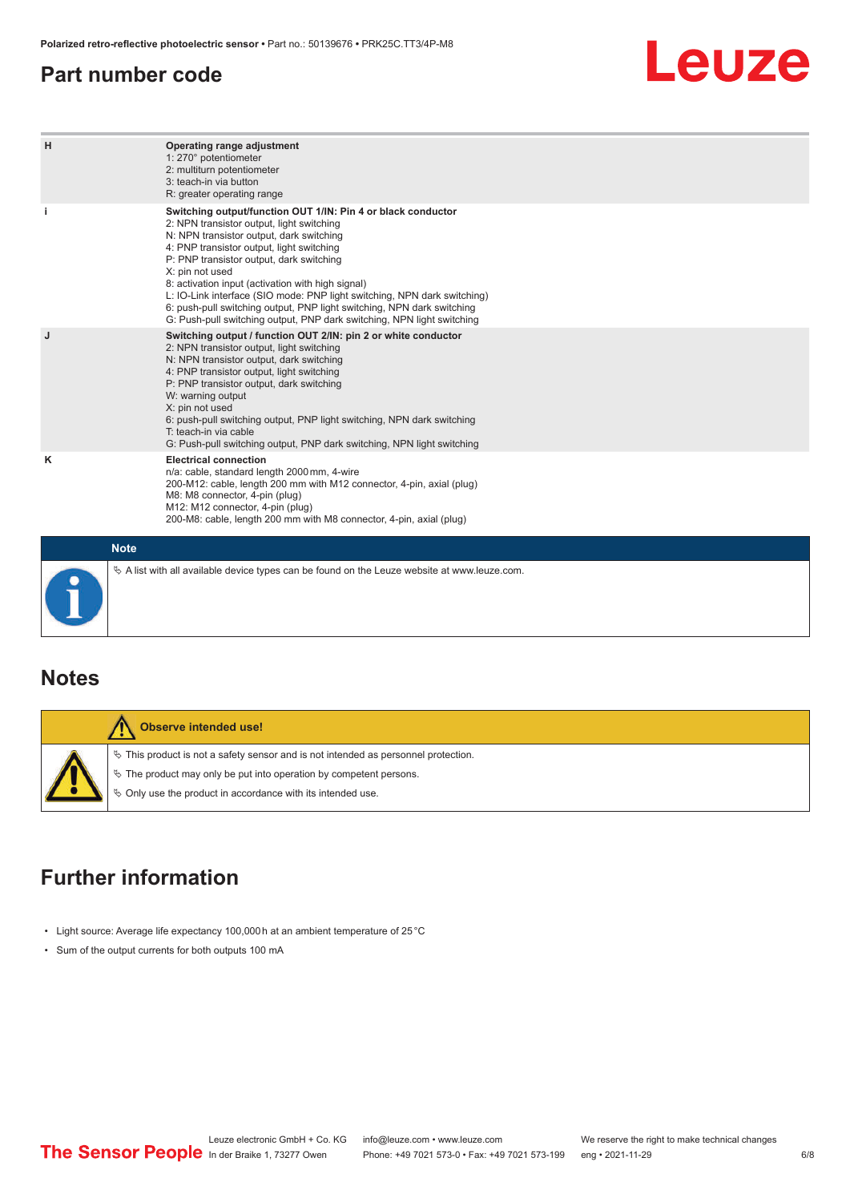## Part number code

| | |
|---|---|
| H | **Operating range adjustment**<br>1: 270° potentiometer<br>2: multiturn potentiometer<br>3: teach-in via button<br>R: greater operating range |
| i | **Switching output/function OUT 1/IN: Pin 4 or black conductor**<br>2: NPN transistor output, light switching<br>N: NPN transistor output, dark switching<br>4: PNP transistor output, light switching<br>P: PNP transistor output, dark switching<br>X: pin not used<br>8: activation input (activation with high signal)<br>L: IO-Link interface (SIO mode: PNP light switching, NPN dark switching)<br>6: push-pull switching output, PNP light switching, NPN dark switching<br>G: Push-pull switching output, PNP dark switching, NPN light switching |
| J | **Switching output / function OUT 2/IN: pin 2 or white conductor**<br>2: NPN transistor output, light switching<br>N: NPN transistor output, dark switching<br>4: PNP transistor output, light switching<br>P: PNP transistor output, dark switching<br>W: warning output<br>X: pin not used<br>6: push-pull switching output, PNP light switching, NPN dark switching<br>T: teach-in via cable<br>G: Push-pull switching output, PNP dark switching, NPN light switching |
| K | **Electrical connection**<br>n/a: cable, standard length 2000 mm, 4-wire<br>200-M12: cable, length 200 mm with M12 connector, 4-pin, axial (plug)<br>M8: M8 connector, 4-pin (plug)<br>M12: M12 connector, 4-pin (plug)<br>200-M8: cable, length 200 mm with M8 connector, 4-pin, axial (plug) |

**Note**

- A list with all available device types can be found on the Leuze website at www.leuze.com.

## Notes

**Observe intended use!**

- This product is not a safety sensor and is not intended as personnel protection.
- The product may only be put into operation by competent persons.
- Only use the product in accordance with its intended use.

## Further information

- Light source: Average life expectancy 100,000 h at an ambient temperature of 25 °C
- Sum of the output currents for both outputs 100 mA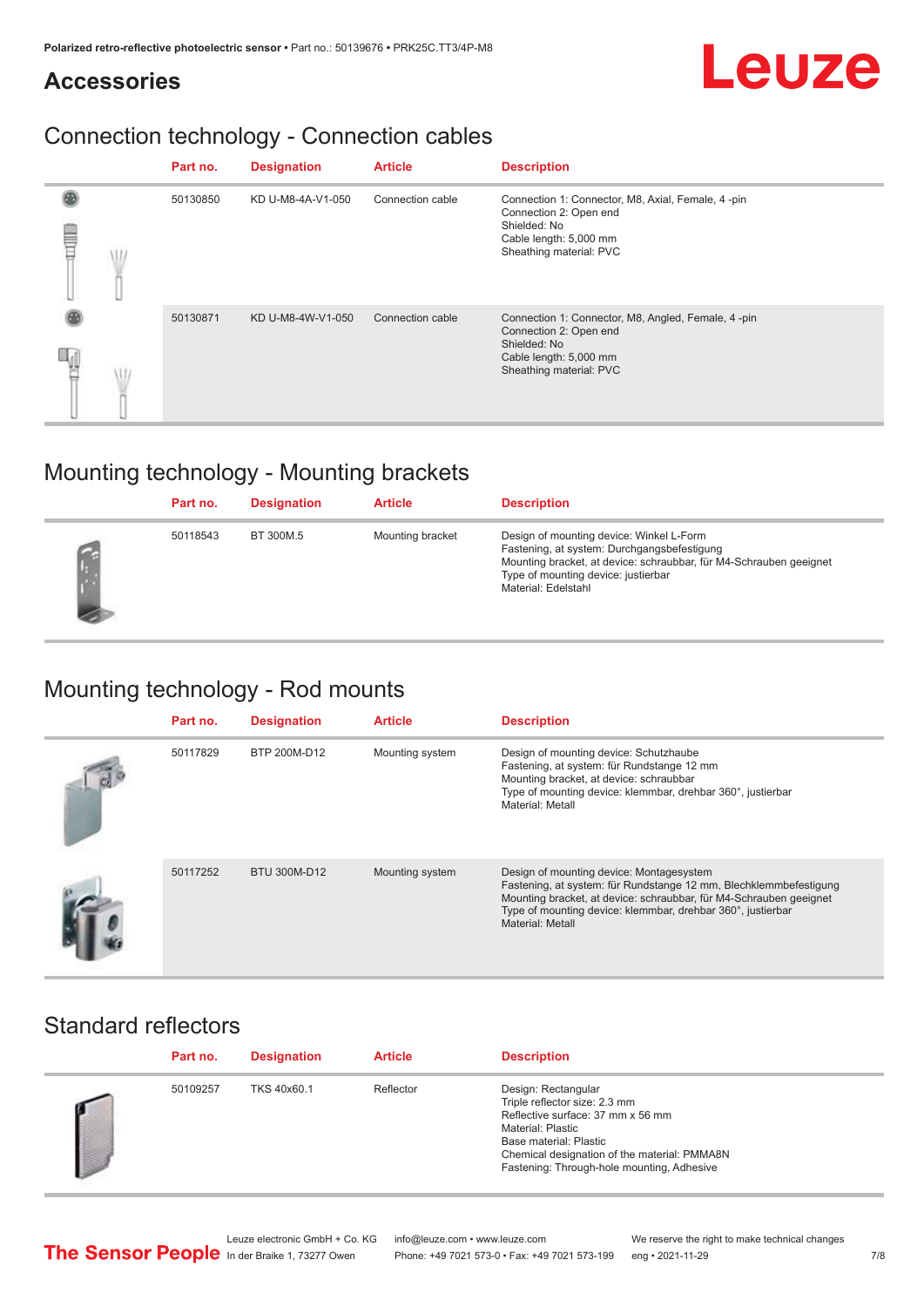## Accessories

### Connection technology - Connection cables

| | Part no. | Designation | Article | Description |
|---|---|---|---|---|
| | 50130850 | KD U-M8-4A-V1-050 | Connection cable | Connection 1: Connector, M8, Axial, Female, 4 -pin<br>Connection 2: Open end<br>Shielded: No<br>Cable length: 5,000 mm<br>Sheathing material: PVC |
| | 50130871 | KD U-M8-4W-V1-050 | Connection cable | Connection 1: Connector, M8, Angled, Female, 4 -pin<br>Connection 2: Open end<br>Shielded: No<br>Cable length: 5,000 mm<br>Sheathing material: PVC |

### Mounting technology - Mounting brackets

| | Part no. | Designation | Article | Description |
|---|---|---|---|---|
| | 50118543 | BT 300M.5 | Mounting bracket | Design of mounting device: Winkel L-Form<br>Fastening, at system: Durchgangsbefestigung<br>Mounting bracket, at device: schraubbar, für M4-Schrauben geeignet<br>Type of mounting device: justierbar<br>Material: Edelstahl |

### Mounting technology - Rod mounts

| | Part no. | Designation | Article | Description |
|---|---|---|---|---|
| | 50117829 | BTP 200M-D12 | Mounting system | Design of mounting device: Schutzhaube<br>Fastening, at system: für Rundstange 12 mm<br>Mounting bracket, at device: schraubbar<br>Type of mounting device: klemmbar, drehbar 360°, justierbar<br>Material: Metall |
| | 50117252 | BTU 300M-D12 | Mounting system | Design of mounting device: Montagesystem<br>Fastening, at system: für Rundstange 12 mm, Blechklemmbefestigung<br>Mounting bracket, at device: schraubbar, für M4-Schrauben geeignet<br>Type of mounting device: klemmbar, drehbar 360°, justierbar<br>Material: Metall |

### Standard reflectors

| | Part no. | Designation | Article | Description |
|---|---|---|---|---|
| | 50109257 | TKS 40x60.1 | Reflector | Design: Rectangular<br>Triple reflector size: 2.3 mm<br>Reflective surface: 37 mm x 56 mm<br>Material: Plastic<br>Base material: Plastic<br>Chemical designation of the material: PMMA8N<br>Fastening: Through-hole mounting, Adhesive |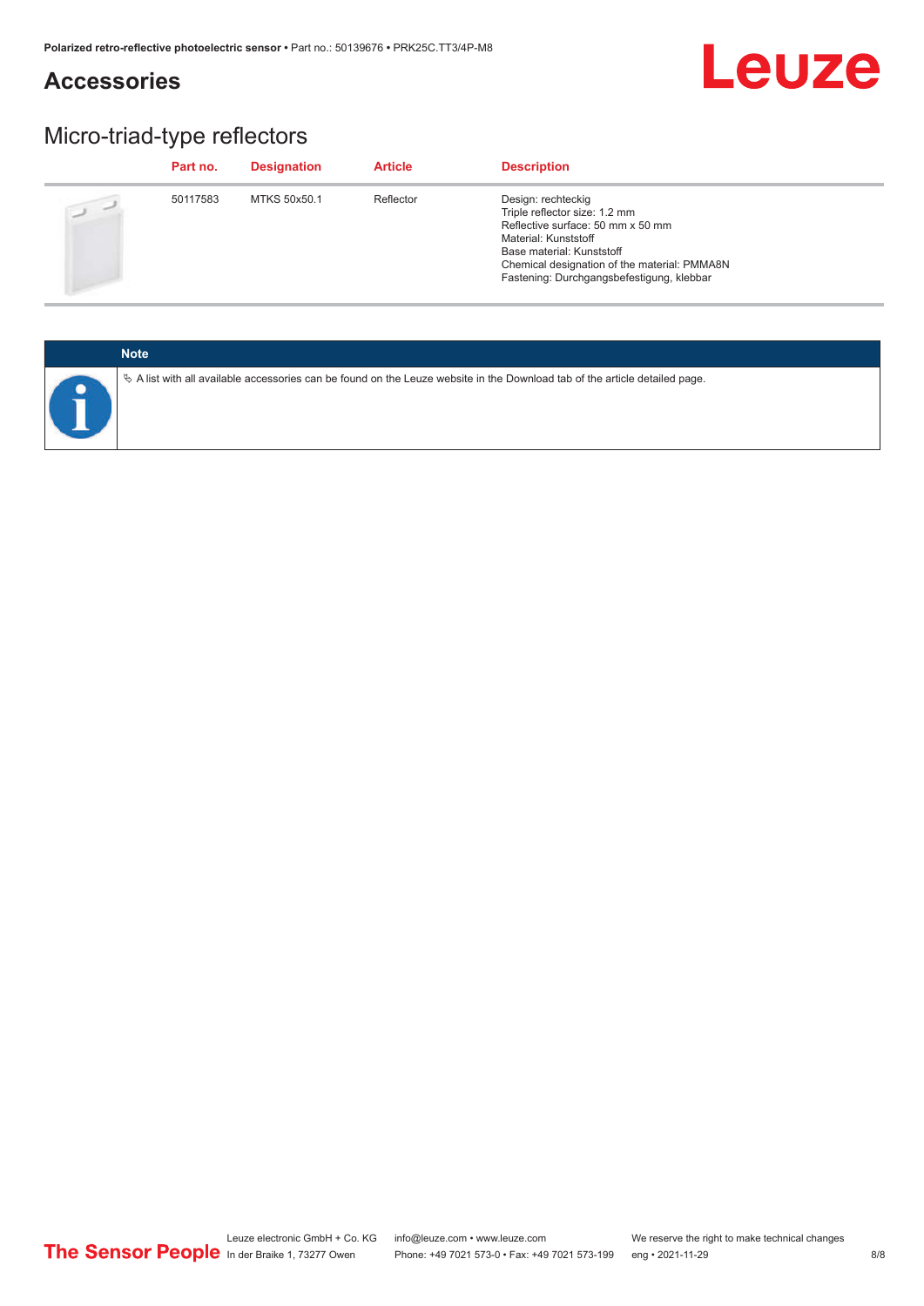## Accessories

# Micro-triad-type reflectors

| | Part no. | Designation | Article | Description |
|---|---|---|---|---|
| | 50117583 | MTKS 50x50.1 | Reflector | Design: rechteckig<br>Triple reflector size: 1.2 mm<br>Reflective surface: 50 mm x 50 mm<br>Material: Kunststoff<br>Base material: Kunststoff<br>Chemical designation of the material: PMMA8N<br>Fastening: Durchgangsbefestigung, klebbar |

**Note**

A list with all available accessories can be found on the Leuze website in the Download tab of the article detailed page.